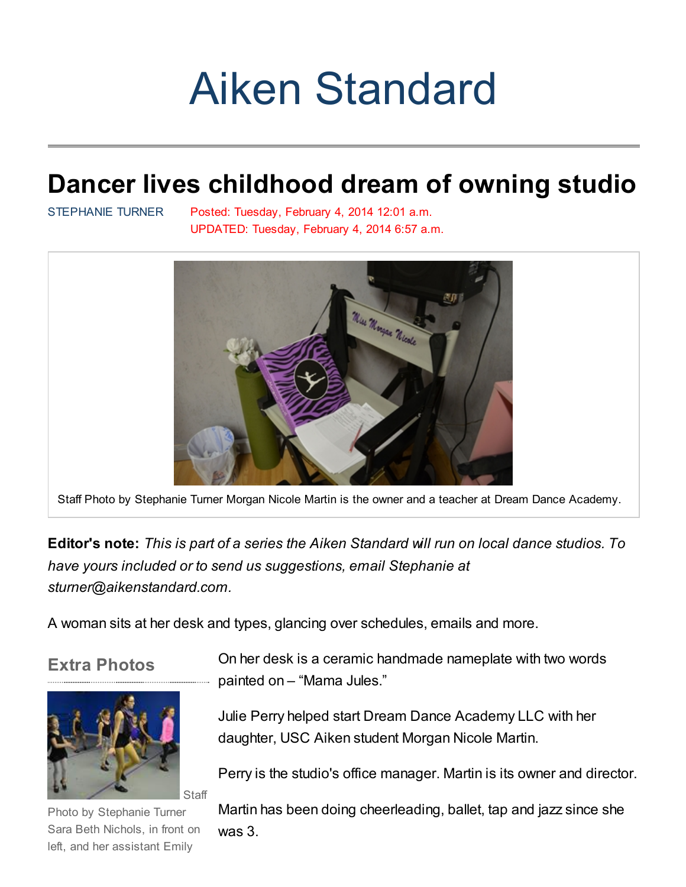# Aiken Standard

## Dancer lives childhood dream of owning studio

STEPHANIE TURNER

Posted: Tuesday, February 4, 2014 12:01 a.m.
UPDATED: Tuesday, February 4, 2014 6:57 a.m.

Staff Photo by Stephanie Turner Morgan Nicole Martin is the owner and a teacher at Dream Dance Academy.

**Editor's note:** *This is part of a series the Aiken Standard will run on local dance studios. To have yours included or to send us suggestions, email Stephanie at sturner@aikenstandard.com.*

A woman sits at her desk and types, glancing over schedules, emails and more.

On her desk is a ceramic handmade nameplate with two words painted on – "Mama Jules."

Julie Perry helped start Dream Dance Academy LLC with her daughter, USC Aiken student Morgan Nicole Martin.

Perry is the studio's office manager. Martin is its owner and director.

Martin has been doing cheerleading, ballet, tap and jazz since she was 3.

### Extra Photos

Staff Photo by Stephanie Turner Sara Beth Nichols, in front on left, and her assistant Emily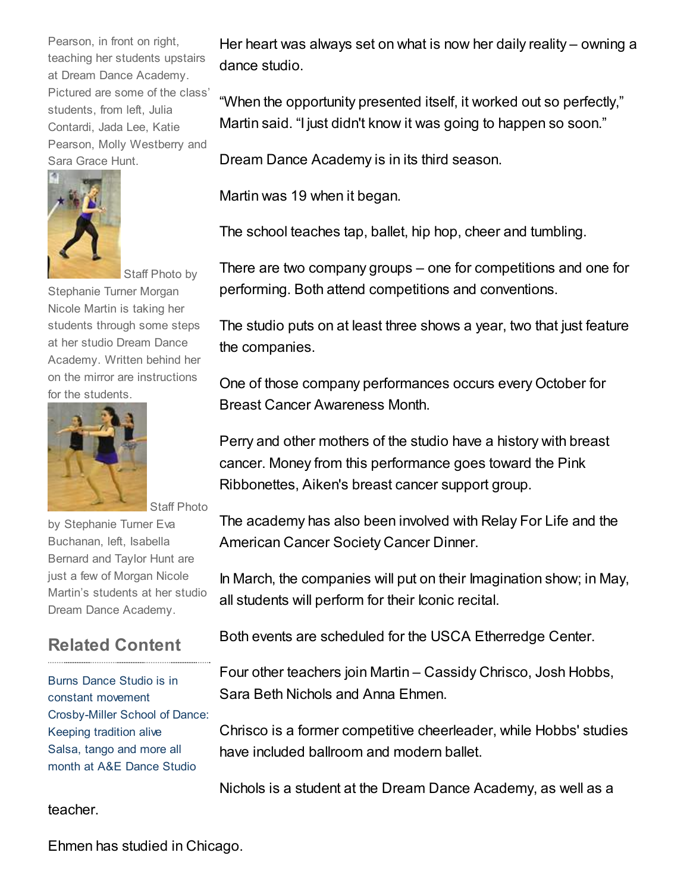Pearson, in front on right, teaching her students upstairs at Dream Dance Academy. Pictured are some of the class' students, from left, Julia Contardi, Jada Lee, Katie Pearson, Molly Westberry and Sara Grace Hunt.

Staff Photo by Stephanie Turner Morgan Nicole Martin is taking her students through some steps at her studio Dream Dance Academy. Written behind her on the mirror are instructions for the students.

Staff Photo by Stephanie Turner Eva Buchanan, left, Isabella Bernard and Taylor Hunt are just a few of Morgan Nicole Martin's students at her studio Dream Dance Academy.

## Related Content

Burns Dance Studio is in constant movement
Crosby-Miller School of Dance: Keeping tradition alive
Salsa, tango and more all month at A&E Dance Studio

Her heart was always set on what is now her daily reality – owning a dance studio.

"When the opportunity presented itself, it worked out so perfectly," Martin said. "I just didn't know it was going to happen so soon."

Dream Dance Academy is in its third season.

Martin was 19 when it began.

The school teaches tap, ballet, hip hop, cheer and tumbling.

There are two company groups – one for competitions and one for performing. Both attend competitions and conventions.

The studio puts on at least three shows a year, two that just feature the companies.

One of those company performances occurs every October for Breast Cancer Awareness Month.

Perry and other mothers of the studio have a history with breast cancer. Money from this performance goes toward the Pink Ribbonettes, Aiken's breast cancer support group.

The academy has also been involved with Relay For Life and the American Cancer Society Cancer Dinner.

In March, the companies will put on their Imagination show; in May, all students will perform for their Iconic recital.

Both events are scheduled for the USCA Etherredge Center.

Four other teachers join Martin – Cassidy Chrisco, Josh Hobbs, Sara Beth Nichols and Anna Ehmen.

Chrisco is a former competitive cheerleader, while Hobbs' studies have included ballroom and modern ballet.

Nichols is a student at the Dream Dance Academy, as well as a teacher.

Ehmen has studied in Chicago.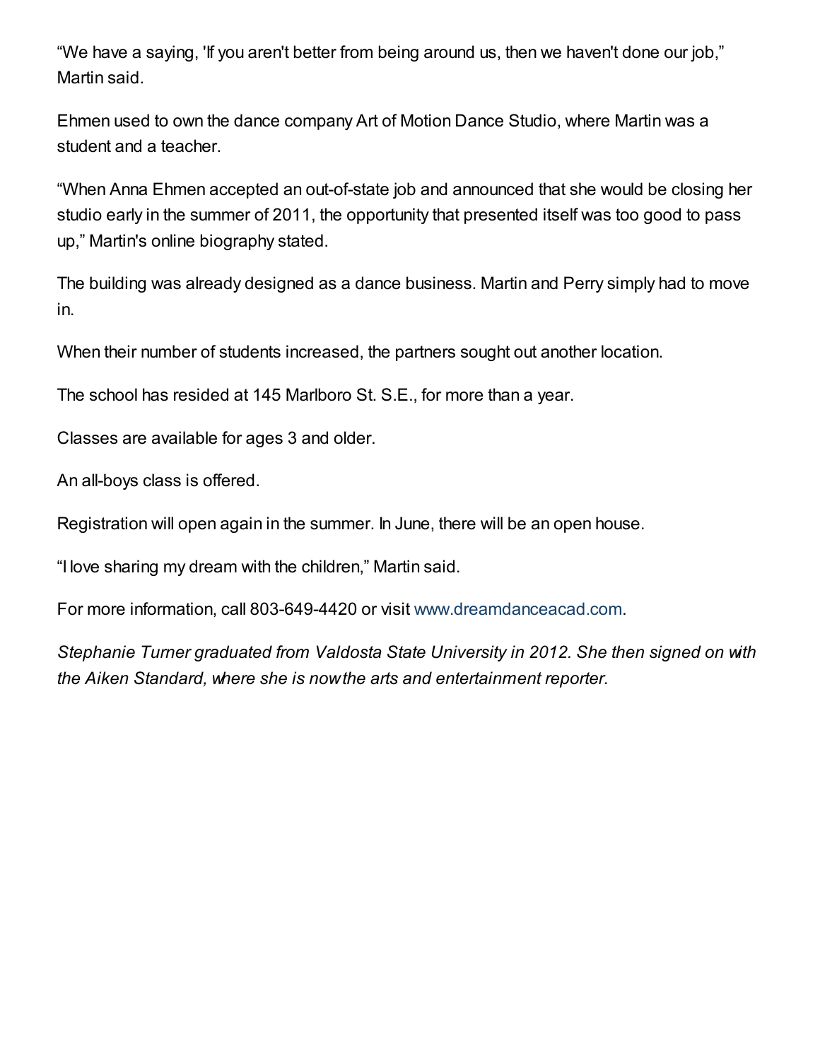“We have a saying, 'If you aren't better from being around us, then we haven't done our job,” Martin said.

Ehmen used to own the dance company Art of Motion Dance Studio, where Martin was a student and a teacher.

“When Anna Ehmen accepted an out-of-state job and announced that she would be closing her studio early in the summer of 2011, the opportunity that presented itself was too good to pass up,” Martin's online biography stated.

The building was already designed as a dance business. Martin and Perry simply had to move in.

When their number of students increased, the partners sought out another location.

The school has resided at 145 Marlboro St. S.E., for more than a year.

Classes are available for ages 3 and older.

An all-boys class is offered.

Registration will open again in the summer. In June, there will be an open house.

“I love sharing my dream with the children,” Martin said.

For more information, call 803-649-4420 or visit www.dreamdanceacad.com.

*Stephanie Turner graduated from Valdosta State University in 2012. She then signed on with the Aiken Standard, where she is now the arts and entertainment reporter.*